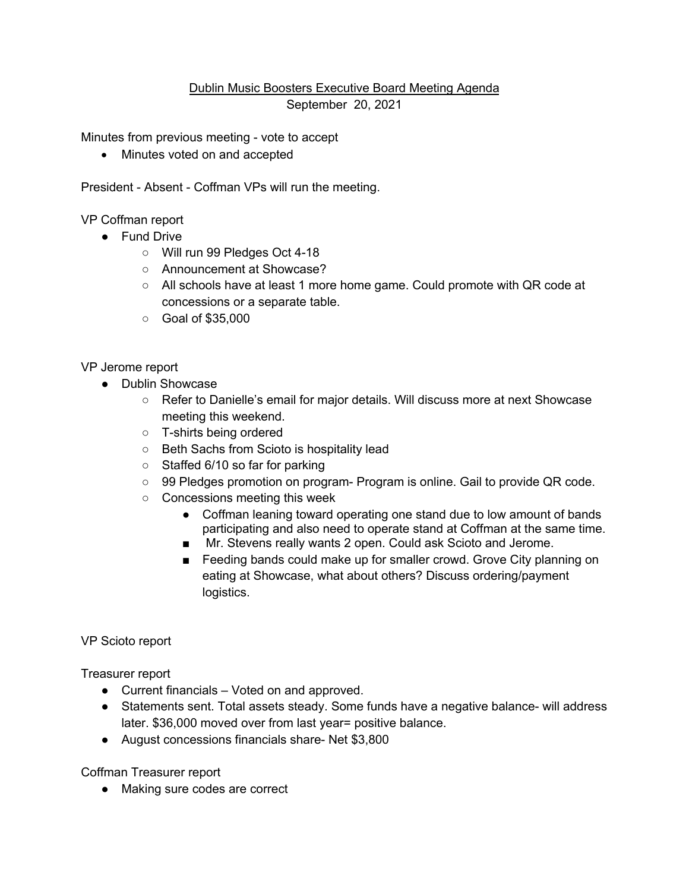# Dublin Music Boosters Executive Board Meeting Agenda

September 20, 2021

Minutes from previous meeting - vote to accept

- Minutes voted on and accepted

President - Absent - Coffman VPs will run the meeting.

VP Coffman report

- Fund Drive
  - Will run 99 Pledges Oct 4-18
  - Announcement at Showcase?
  - All schools have at least 1 more home game. Could promote with QR code at concessions or a separate table.
  - Goal of $35,000

VP Jerome report

- Dublin Showcase
  - Refer to Danielle's email for major details. Will discuss more at next Showcase meeting this weekend.
  - T-shirts being ordered
  - Beth Sachs from Scioto is hospitality lead
  - Staffed 6/10 so far for parking
  - 99 Pledges promotion on program- Program is online. Gail to provide QR code.
  - Concessions meeting this week
    - Coffman leaning toward operating one stand due to low amount of bands participating and also need to operate stand at Coffman at the same time.
    - Mr. Stevens really wants 2 open. Could ask Scioto and Jerome.
    - Feeding bands could make up for smaller crowd. Grove City planning on eating at Showcase, what about others? Discuss ordering/payment logistics.

VP Scioto report

Treasurer report

- Current financials – Voted on and approved.
- Statements sent. Total assets steady. Some funds have a negative balance- will address later. $36,000 moved over from last year= positive balance.
- August concessions financials share- Net $3,800

Coffman Treasurer report

- Making sure codes are correct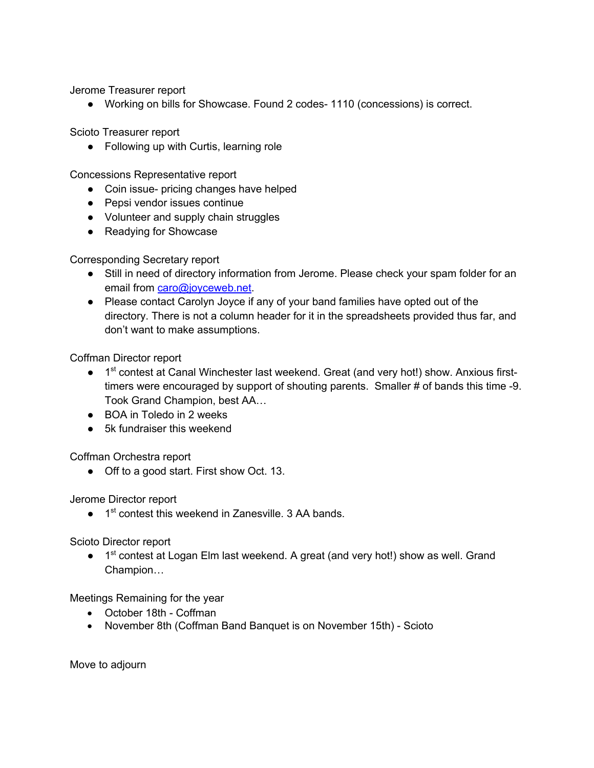Jerome Treasurer report

- Working on bills for Showcase. Found 2 codes- 1110 (concessions) is correct.

Scioto Treasurer report

- Following up with Curtis, learning role

Concessions Representative report

- Coin issue- pricing changes have helped
- Pepsi vendor issues continue
- Volunteer and supply chain struggles
- Readying for Showcase

Corresponding Secretary report

- Still in need of directory information from Jerome. Please check your spam folder for an email from caro@joyceweb.net.
- Please contact Carolyn Joyce if any of your band families have opted out of the directory. There is not a column header for it in the spreadsheets provided thus far, and don't want to make assumptions.

Coffman Director report

- 1st contest at Canal Winchester last weekend. Great (and very hot!) show. Anxious first-timers were encouraged by support of shouting parents. Smaller # of bands this time -9. Took Grand Champion, best AA…
- BOA in Toledo in 2 weeks
- 5k fundraiser this weekend

Coffman Orchestra report

- Off to a good start. First show Oct. 13.

Jerome Director report

- 1st contest this weekend in Zanesville. 3 AA bands.

Scioto Director report

- 1st contest at Logan Elm last weekend. A great (and very hot!) show as well. Grand Champion…

Meetings Remaining for the year

- October 18th - Coffman
- November 8th (Coffman Band Banquet is on November 15th) - Scioto

Move to adjourn